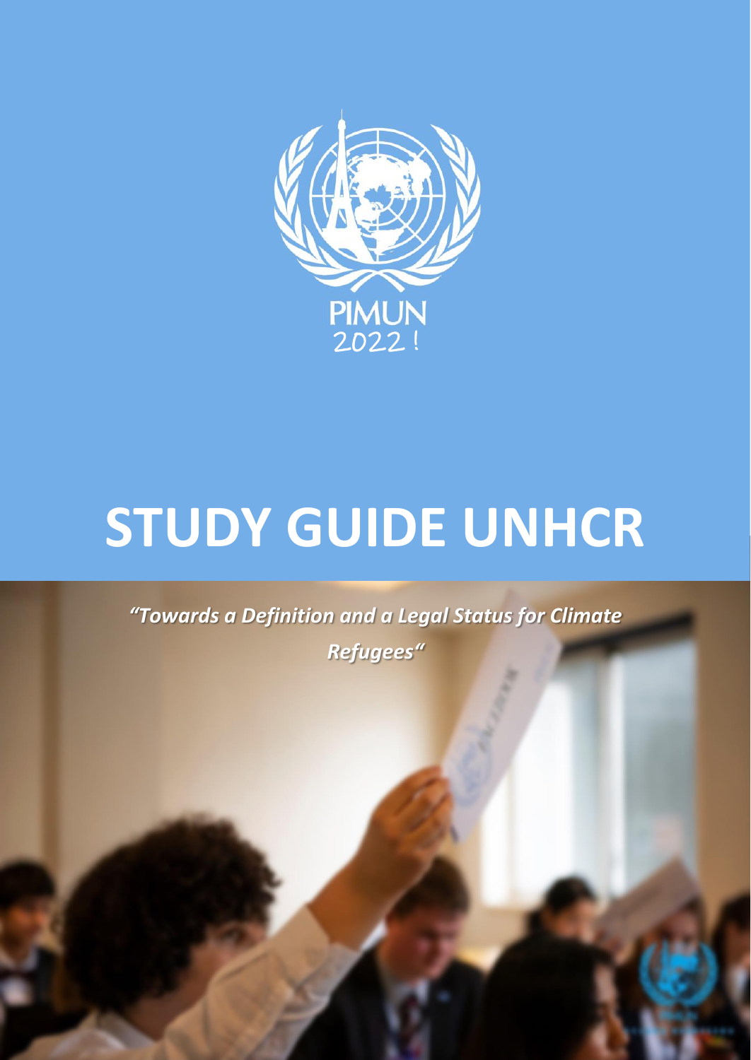PIMUN
2022!

# STUDY GUIDE UNHCR

*"Towards a Definition and a Legal Status for Climate Refugees"*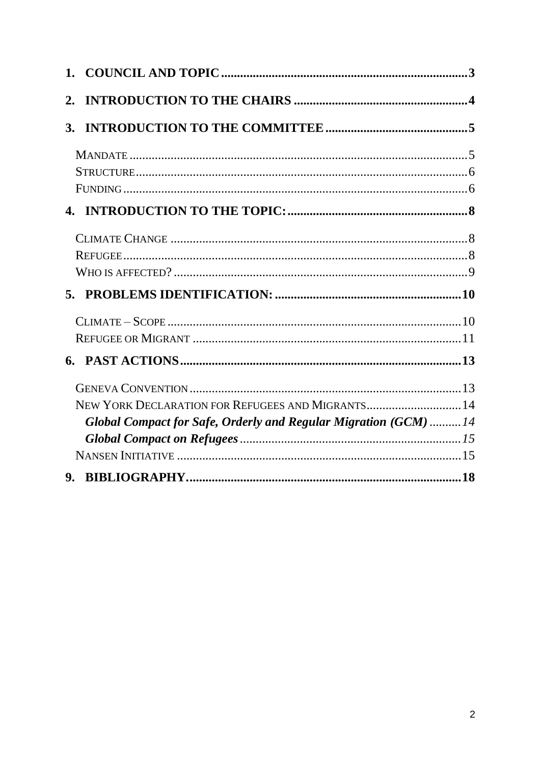**1. COUNCIL AND TOPIC** ..... **3**

**2. INTRODUCTION TO THE CHAIRS** ..... **4**

**3. INTRODUCTION TO THE COMMITTEE** ..... **5**

- MANDATE ..... 5
- STRUCTURE ..... 6
- FUNDING ..... 6

**4. INTRODUCTION TO THE TOPIC:** ..... **8**

- CLIMATE CHANGE ..... 8
- REFUGEE ..... 8
- WHO IS AFFECTED? ..... 9

**5. PROBLEMS IDENTIFICATION:** ..... **10**

- CLIMATE – SCOPE ..... 10
- REFUGEE OR MIGRANT ..... 11

**6. PAST ACTIONS** ..... **13**

- GENEVA CONVENTION ..... 13
- NEW YORK DECLARATION FOR REFUGEES AND MIGRANTS ..... 14
  - ***Global Compact for Safe, Orderly and Regular Migration (GCM)*** ..... *14*
  - ***Global Compact on Refugees*** ..... *15*
- NANSEN INITIATIVE ..... 15

**9. BIBLIOGRAPHY** ..... **18**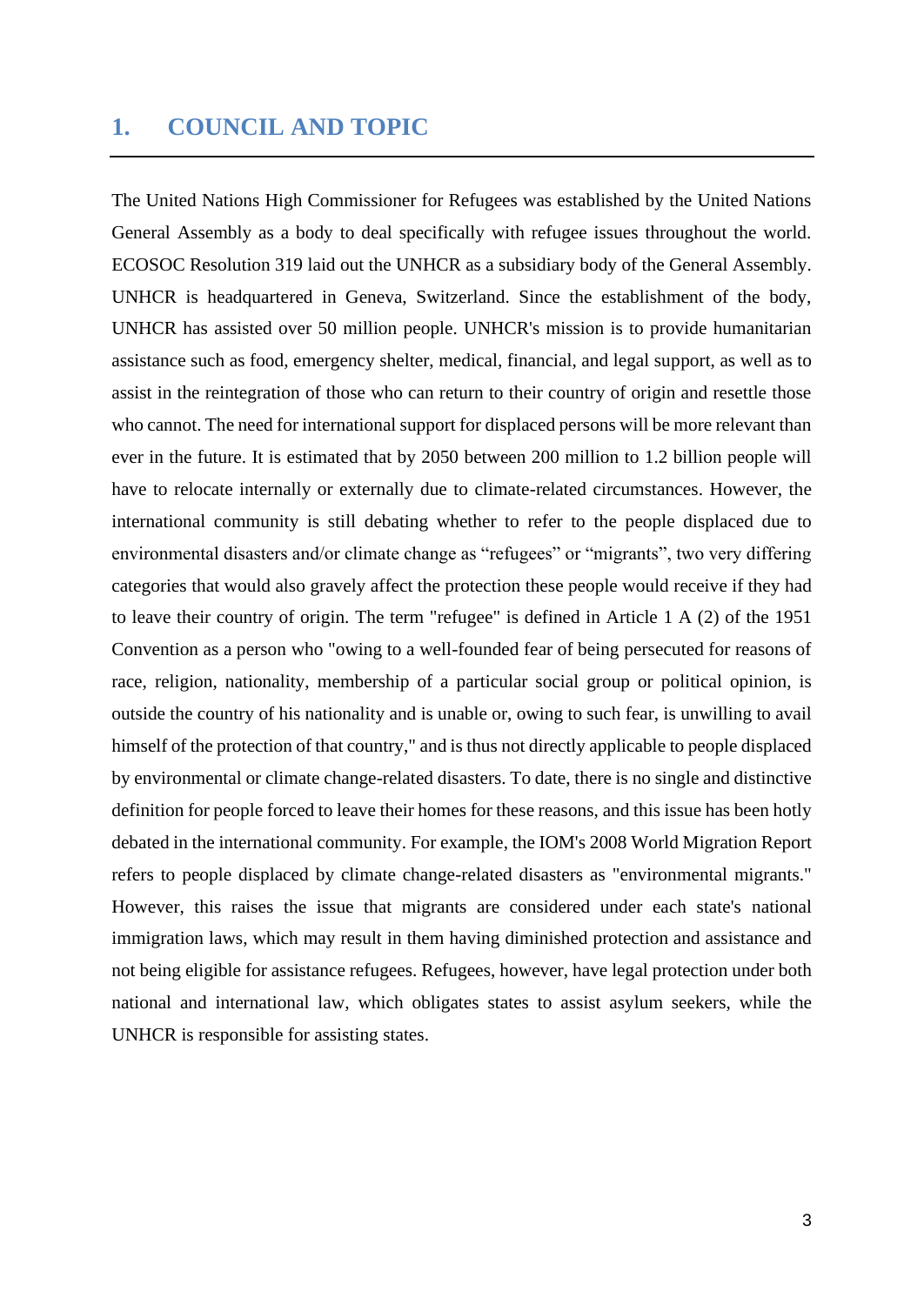# 1. COUNCIL AND TOPIC

The United Nations High Commissioner for Refugees was established by the United Nations General Assembly as a body to deal specifically with refugee issues throughout the world. ECOSOC Resolution 319 laid out the UNHCR as a subsidiary body of the General Assembly. UNHCR is headquartered in Geneva, Switzerland. Since the establishment of the body, UNHCR has assisted over 50 million people. UNHCR's mission is to provide humanitarian assistance such as food, emergency shelter, medical, financial, and legal support, as well as to assist in the reintegration of those who can return to their country of origin and resettle those who cannot. The need for international support for displaced persons will be more relevant than ever in the future. It is estimated that by 2050 between 200 million to 1.2 billion people will have to relocate internally or externally due to climate-related circumstances. However, the international community is still debating whether to refer to the people displaced due to environmental disasters and/or climate change as “refugees” or “migrants”, two very differing categories that would also gravely affect the protection these people would receive if they had to leave their country of origin. The term "refugee" is defined in Article 1 A (2) of the 1951 Convention as a person who "owing to a well-founded fear of being persecuted for reasons of race, religion, nationality, membership of a particular social group or political opinion, is outside the country of his nationality and is unable or, owing to such fear, is unwilling to avail himself of the protection of that country," and is thus not directly applicable to people displaced by environmental or climate change-related disasters. To date, there is no single and distinctive definition for people forced to leave their homes for these reasons, and this issue has been hotly debated in the international community. For example, the IOM's 2008 World Migration Report refers to people displaced by climate change-related disasters as "environmental migrants." However, this raises the issue that migrants are considered under each state's national immigration laws, which may result in them having diminished protection and assistance and not being eligible for assistance refugees. Refugees, however, have legal protection under both national and international law, which obligates states to assist asylum seekers, while the UNHCR is responsible for assisting states.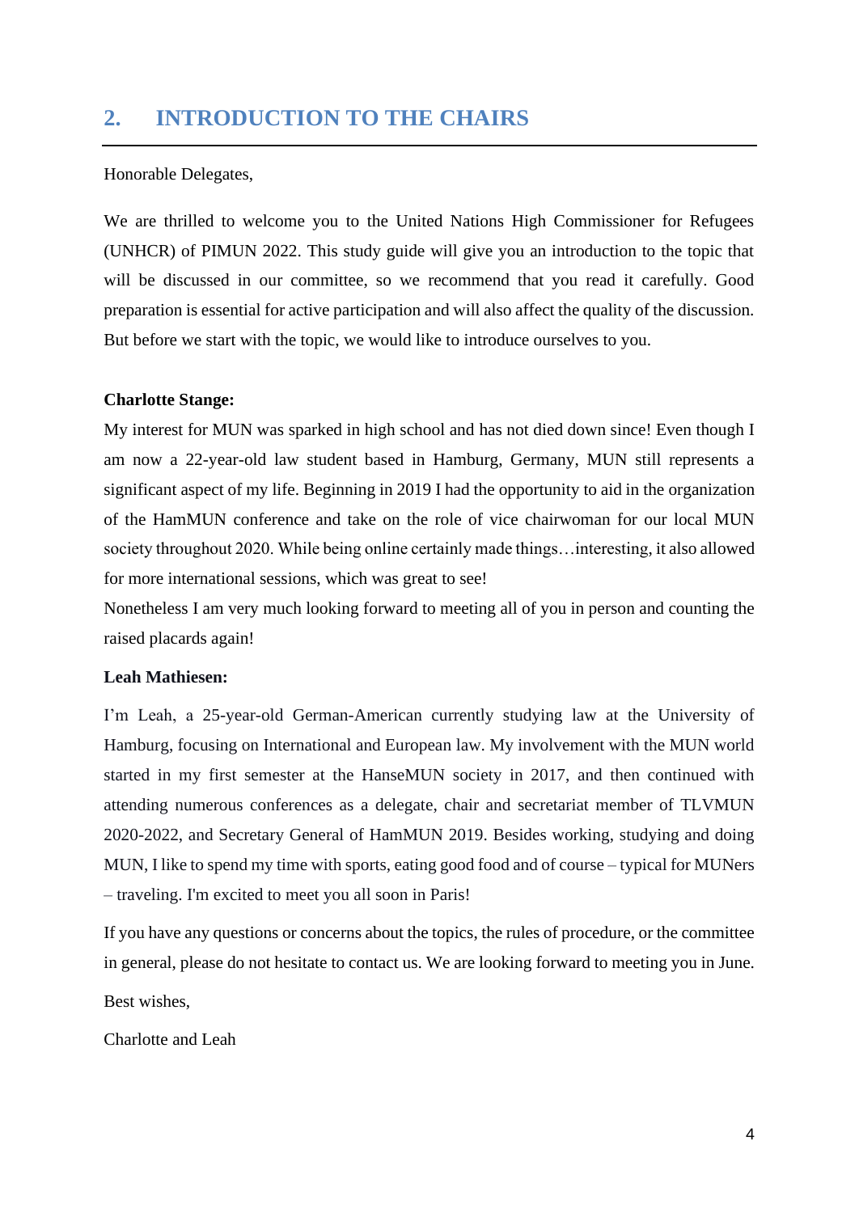## 2. INTRODUCTION TO THE CHAIRS

Honorable Delegates,

We are thrilled to welcome you to the United Nations High Commissioner for Refugees (UNHCR) of PIMUN 2022. This study guide will give you an introduction to the topic that will be discussed in our committee, so we recommend that you read it carefully. Good preparation is essential for active participation and will also affect the quality of the discussion. But before we start with the topic, we would like to introduce ourselves to you.

**Charlotte Stange:**

My interest for MUN was sparked in high school and has not died down since! Even though I am now a 22-year-old law student based in Hamburg, Germany, MUN still represents a significant aspect of my life. Beginning in 2019 I had the opportunity to aid in the organization of the HamMUN conference and take on the role of vice chairwoman for our local MUN society throughout 2020. While being online certainly made things…interesting, it also allowed for more international sessions, which was great to see!

Nonetheless I am very much looking forward to meeting all of you in person and counting the raised placards again!

**Leah Mathiesen:**

I'm Leah, a 25-year-old German-American currently studying law at the University of Hamburg, focusing on International and European law. My involvement with the MUN world started in my first semester at the HanseMUN society in 2017, and then continued with attending numerous conferences as a delegate, chair and secretariat member of TLVMUN 2020-2022, and Secretary General of HamMUN 2019. Besides working, studying and doing MUN, I like to spend my time with sports, eating good food and of course – typical for MUNers – traveling. I'm excited to meet you all soon in Paris!

If you have any questions or concerns about the topics, the rules of procedure, or the committee in general, please do not hesitate to contact us. We are looking forward to meeting you in June.

Best wishes,

Charlotte and Leah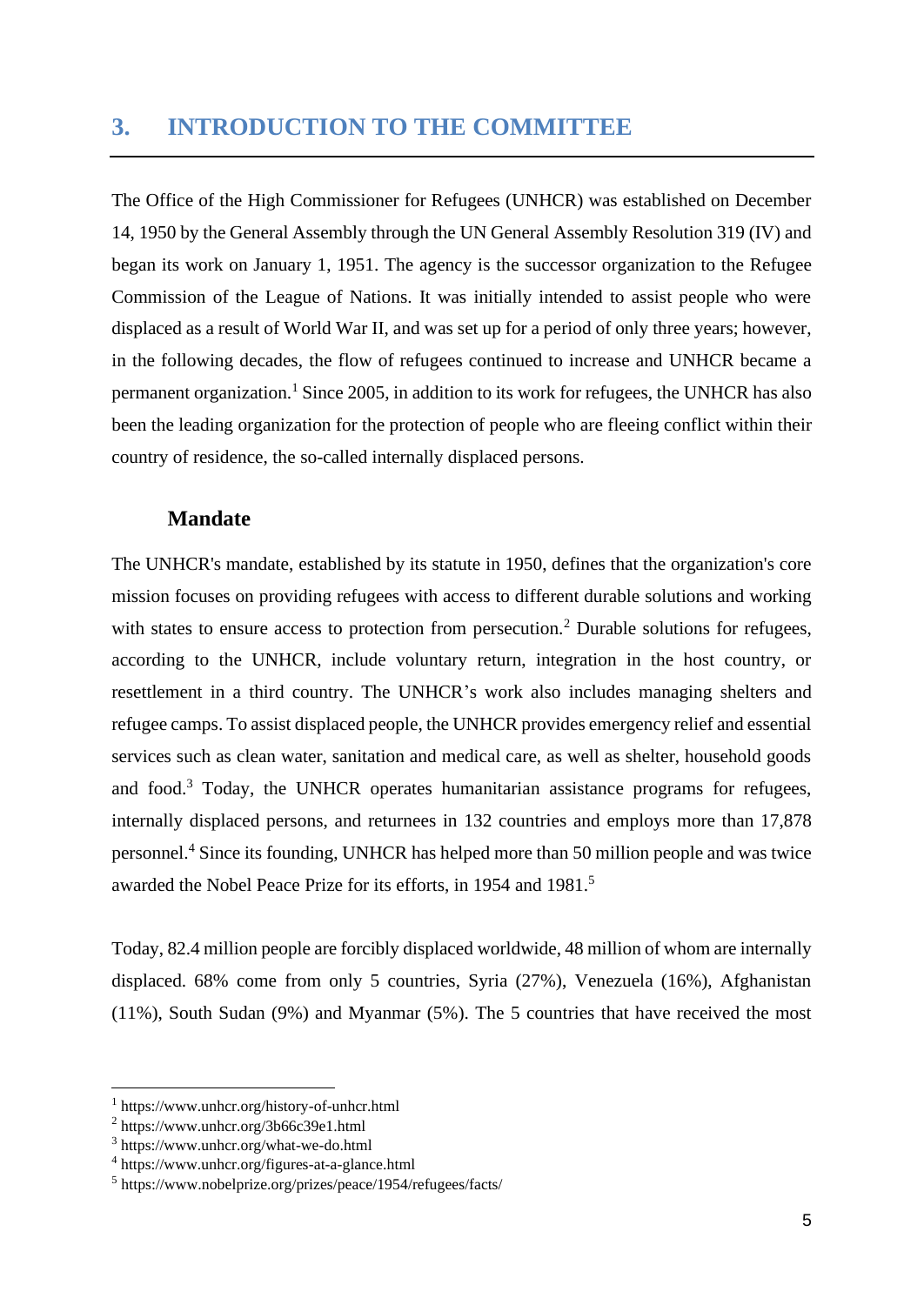# 3. INTRODUCTION TO THE COMMITTEE

The Office of the High Commissioner for Refugees (UNHCR) was established on December 14, 1950 by the General Assembly through the UN General Assembly Resolution 319 (IV) and began its work on January 1, 1951. The agency is the successor organization to the Refugee Commission of the League of Nations. It was initially intended to assist people who were displaced as a result of World War II, and was set up for a period of only three years; however, in the following decades, the flow of refugees continued to increase and UNHCR became a permanent organization.[1] Since 2005, in addition to its work for refugees, the UNHCR has also been the leading organization for the protection of people who are fleeing conflict within their country of residence, the so-called internally displaced persons.

## Mandate

The UNHCR's mandate, established by its statute in 1950, defines that the organization's core mission focuses on providing refugees with access to different durable solutions and working with states to ensure access to protection from persecution.[2] Durable solutions for refugees, according to the UNHCR, include voluntary return, integration in the host country, or resettlement in a third country. The UNHCR's work also includes managing shelters and refugee camps. To assist displaced people, the UNHCR provides emergency relief and essential services such as clean water, sanitation and medical care, as well as shelter, household goods and food.[3] Today, the UNHCR operates humanitarian assistance programs for refugees, internally displaced persons, and returnees in 132 countries and employs more than 17,878 personnel.[4] Since its founding, UNHCR has helped more than 50 million people and was twice awarded the Nobel Peace Prize for its efforts, in 1954 and 1981.[5]

Today, 82.4 million people are forcibly displaced worldwide, 48 million of whom are internally displaced. 68% come from only 5 countries, Syria (27%), Venezuela (16%), Afghanistan (11%), South Sudan (9%) and Myanmar (5%). The 5 countries that have received the most

---

[1] https://www.unhcr.org/history-of-unhcr.html
[2] https://www.unhcr.org/3b66c39e1.html
[3] https://www.unhcr.org/what-we-do.html
[4] https://www.unhcr.org/figures-at-a-glance.html
[5] https://www.nobelprize.org/prizes/peace/1954/refugees/facts/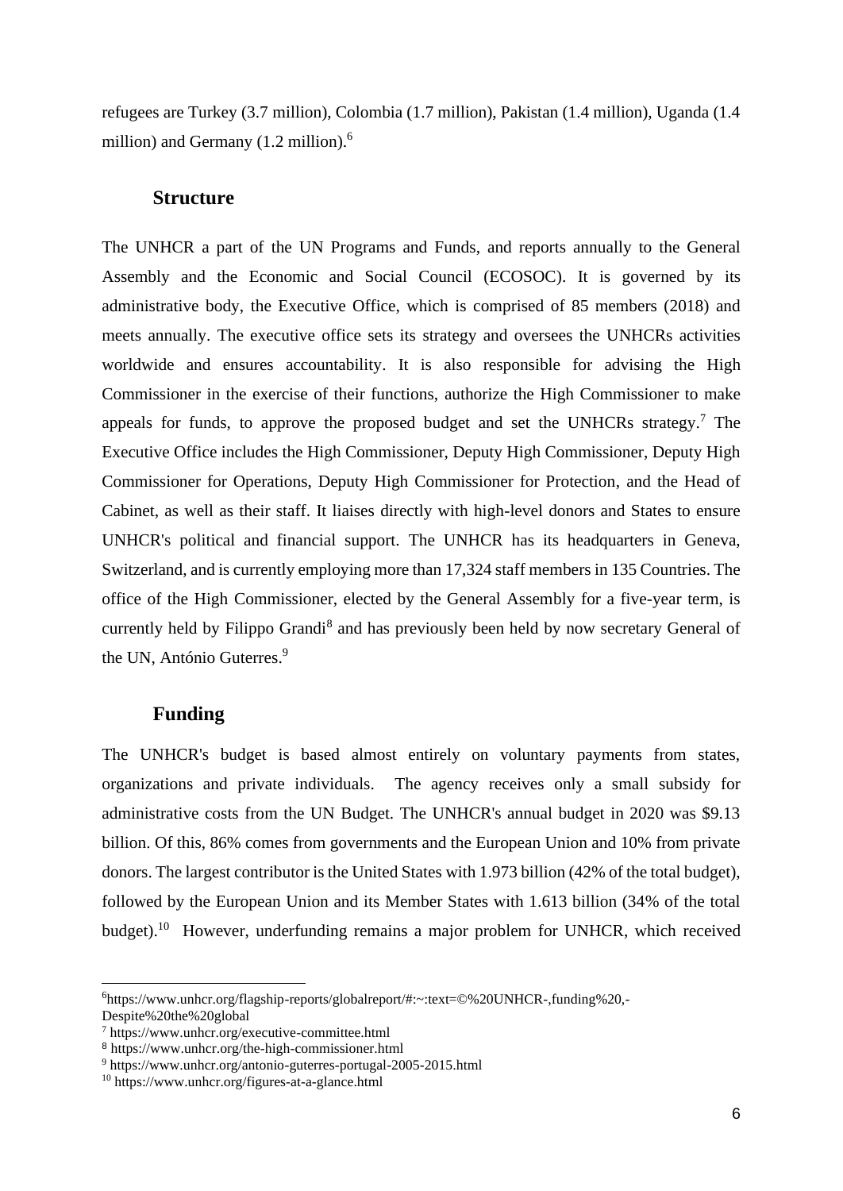refugees are Turkey (3.7 million), Colombia (1.7 million), Pakistan (1.4 million), Uganda (1.4 million) and Germany (1.2 million).[6]

## Structure

The UNHCR a part of the UN Programs and Funds, and reports annually to the General Assembly and the Economic and Social Council (ECOSOC). It is governed by its administrative body, the Executive Office, which is comprised of 85 members (2018) and meets annually. The executive office sets its strategy and oversees the UNHCRs activities worldwide and ensures accountability. It is also responsible for advising the High Commissioner in the exercise of their functions, authorize the High Commissioner to make appeals for funds, to approve the proposed budget and set the UNHCRs strategy.[7] The Executive Office includes the High Commissioner, Deputy High Commissioner, Deputy High Commissioner for Operations, Deputy High Commissioner for Protection, and the Head of Cabinet, as well as their staff. It liaises directly with high-level donors and States to ensure UNHCR's political and financial support. The UNHCR has its headquarters in Geneva, Switzerland, and is currently employing more than 17,324 staff members in 135 Countries. The office of the High Commissioner, elected by the General Assembly for a five-year term, is currently held by Filippo Grandi[8] and has previously been held by now secretary General of the UN, António Guterres.[9]

## Funding

The UNHCR's budget is based almost entirely on voluntary payments from states, organizations and private individuals. The agency receives only a small subsidy for administrative costs from the UN Budget. The UNHCR's annual budget in 2020 was $9.13 billion. Of this, 86% comes from governments and the European Union and 10% from private donors. The largest contributor is the United States with 1.973 billion (42% of the total budget), followed by the European Union and its Member States with 1.613 billion (34% of the total budget).[10] However, underfunding remains a major problem for UNHCR, which received

---

[6] https://www.unhcr.org/flagship-reports/globalreport/#:~:text=©%20UNHCR-,funding%20,-Despite%20the%20global

[7] https://www.unhcr.org/executive-committee.html

[8] https://www.unhcr.org/the-high-commissioner.html

[9] https://www.unhcr.org/antonio-guterres-portugal-2005-2015.html

[10] https://www.unhcr.org/figures-at-a-glance.html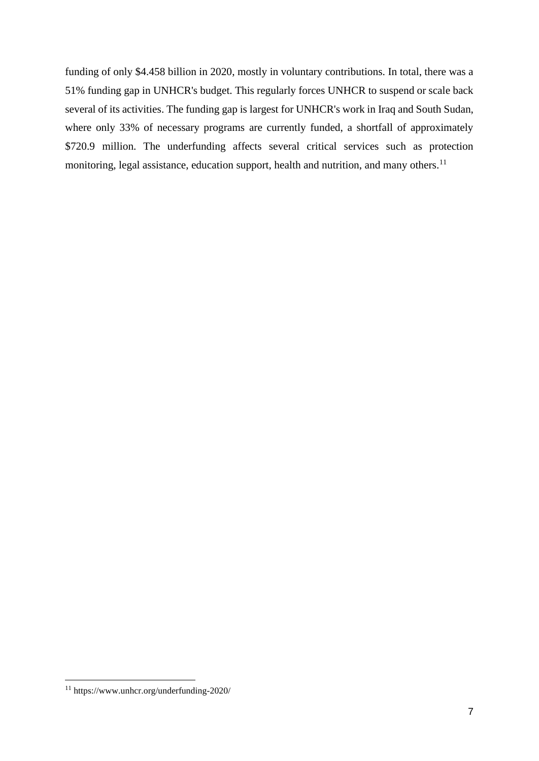funding of only $4.458 billion in 2020, mostly in voluntary contributions. In total, there was a 51% funding gap in UNHCR's budget. This regularly forces UNHCR to suspend or scale back several of its activities. The funding gap is largest for UNHCR's work in Iraq and South Sudan, where only 33% of necessary programs are currently funded, a shortfall of approximately $720.9 million. The underfunding affects several critical services such as protection monitoring, legal assistance, education support, health and nutrition, and many others.[11]

---

[11] https://www.unhcr.org/underfunding-2020/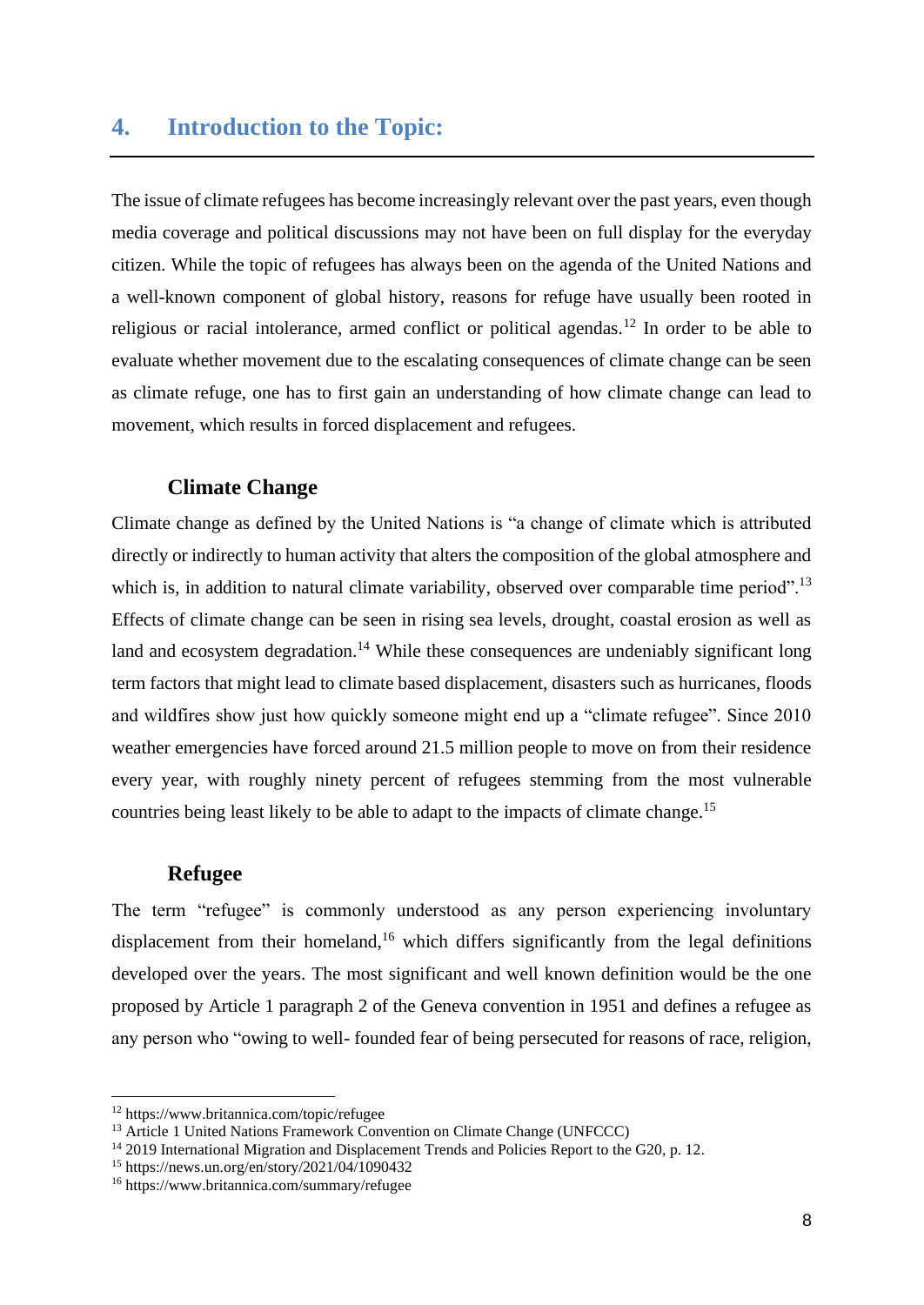## 4. Introduction to the Topic:

The issue of climate refugees has become increasingly relevant over the past years, even though media coverage and political discussions may not have been on full display for the everyday citizen. While the topic of refugees has always been on the agenda of the United Nations and a well-known component of global history, reasons for refuge have usually been rooted in religious or racial intolerance, armed conflict or political agendas.[12] In order to be able to evaluate whether movement due to the escalating consequences of climate change can be seen as climate refuge, one has to first gain an understanding of how climate change can lead to movement, which results in forced displacement and refugees.

### Climate Change

Climate change as defined by the United Nations is "a change of climate which is attributed directly or indirectly to human activity that alters the composition of the global atmosphere and which is, in addition to natural climate variability, observed over comparable time period".[13] Effects of climate change can be seen in rising sea levels, drought, coastal erosion as well as land and ecosystem degradation.[14] While these consequences are undeniably significant long term factors that might lead to climate based displacement, disasters such as hurricanes, floods and wildfires show just how quickly someone might end up a "climate refugee". Since 2010 weather emergencies have forced around 21.5 million people to move on from their residence every year, with roughly ninety percent of refugees stemming from the most vulnerable countries being least likely to be able to adapt to the impacts of climate change.[15]

### Refugee

The term "refugee" is commonly understood as any person experiencing involuntary displacement from their homeland,[16] which differs significantly from the legal definitions developed over the years. The most significant and well known definition would be the one proposed by Article 1 paragraph 2 of the Geneva convention in 1951 and defines a refugee as any person who "owing to well- founded fear of being persecuted for reasons of race, religion,

---

[12] https://www.britannica.com/topic/refugee
[13] Article 1 United Nations Framework Convention on Climate Change (UNFCCC)
[14] 2019 International Migration and Displacement Trends and Policies Report to the G20, p. 12.
[15] https://news.un.org/en/story/2021/04/1090432
[16] https://www.britannica.com/summary/refugee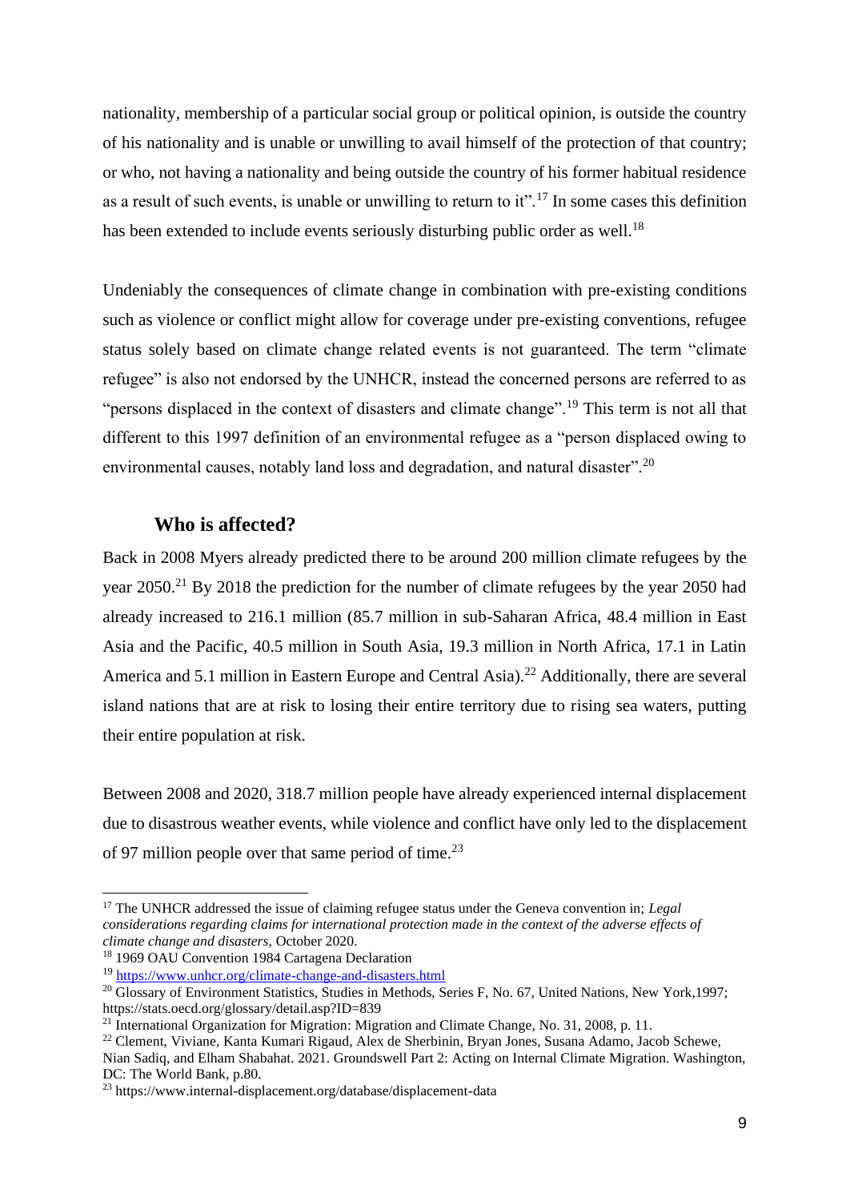nationality, membership of a particular social group or political opinion, is outside the country of his nationality and is unable or unwilling to avail himself of the protection of that country; or who, not having a nationality and being outside the country of his former habitual residence as a result of such events, is unable or unwilling to return to it".[17] In some cases this definition has been extended to include events seriously disturbing public order as well.[18]

Undeniably the consequences of climate change in combination with pre-existing conditions such as violence or conflict might allow for coverage under pre-existing conventions, refugee status solely based on climate change related events is not guaranteed. The term "climate refugee" is also not endorsed by the UNHCR, instead the concerned persons are referred to as "persons displaced in the context of disasters and climate change".[19] This term is not all that different to this 1997 definition of an environmental refugee as a "person displaced owing to environmental causes, notably land loss and degradation, and natural disaster".[20]

## Who is affected?

Back in 2008 Myers already predicted there to be around 200 million climate refugees by the year 2050.[21] By 2018 the prediction for the number of climate refugees by the year 2050 had already increased to 216.1 million (85.7 million in sub-Saharan Africa, 48.4 million in East Asia and the Pacific, 40.5 million in South Asia, 19.3 million in North Africa, 17.1 in Latin America and 5.1 million in Eastern Europe and Central Asia).[22] Additionally, there are several island nations that are at risk to losing their entire territory due to rising sea waters, putting their entire population at risk.

Between 2008 and 2020, 318.7 million people have already experienced internal displacement due to disastrous weather events, while violence and conflict have only led to the displacement of 97 million people over that same period of time.[23]

---

[17] The UNHCR addressed the issue of claiming refugee status under the Geneva convention in; *Legal considerations regarding claims for international protection made in the context of the adverse effects of climate change and disasters*, October 2020.

[18] 1969 OAU Convention 1984 Cartagena Declaration

[19] https://www.unhcr.org/climate-change-and-disasters.html

[20] Glossary of Environment Statistics, Studies in Methods, Series F, No. 67, United Nations, New York,1997; https://stats.oecd.org/glossary/detail.asp?ID=839

[21] International Organization for Migration: Migration and Climate Change, No. 31, 2008, p. 11.

[22] Clement, Viviane, Kanta Kumari Rigaud, Alex de Sherbinin, Bryan Jones, Susana Adamo, Jacob Schewe, Nian Sadiq, and Elham Shabahat. 2021. Groundswell Part 2: Acting on Internal Climate Migration. Washington, DC: The World Bank, p.80.

[23] https://www.internal-displacement.org/database/displacement-data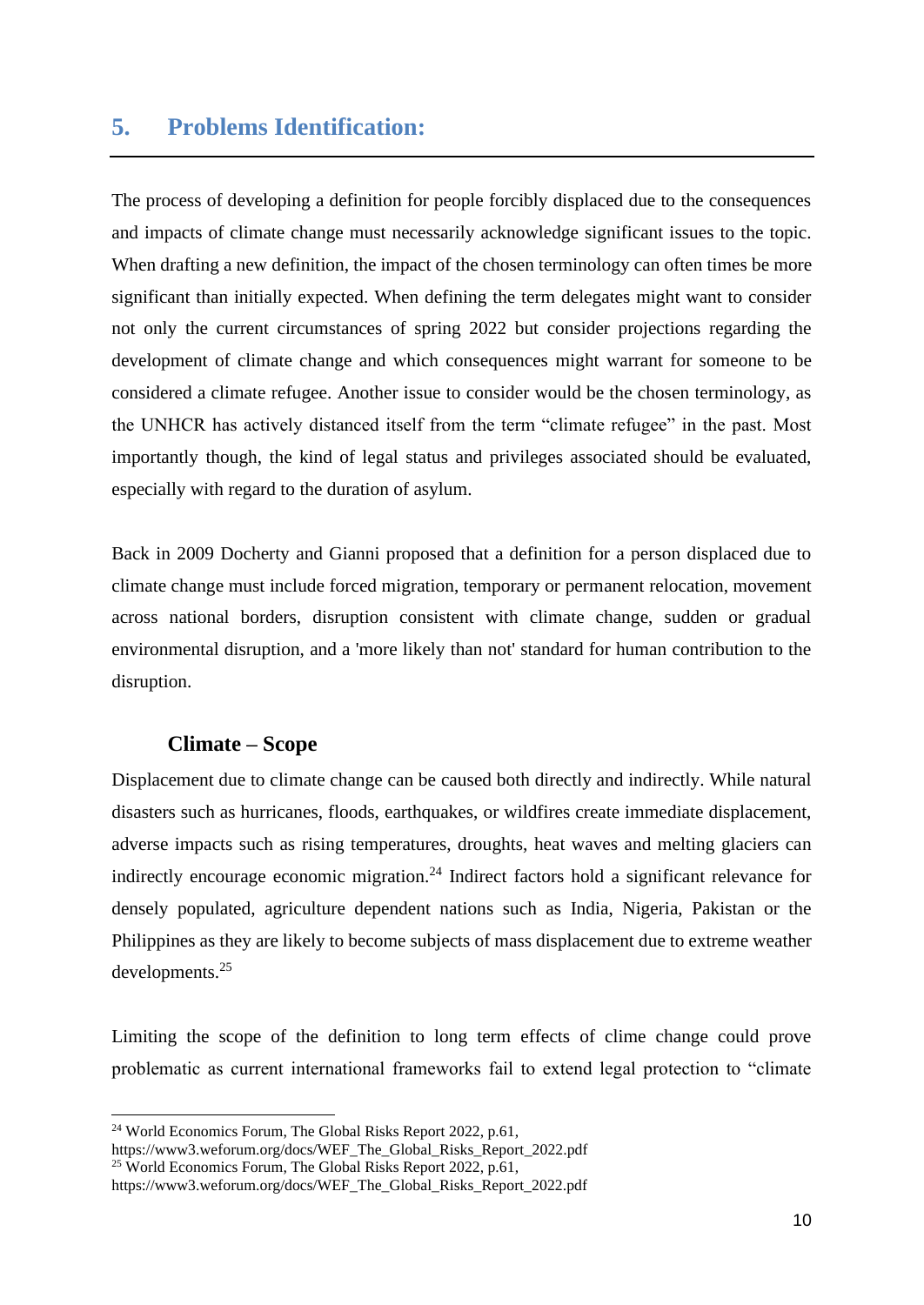## 5. Problems Identification:

The process of developing a definition for people forcibly displaced due to the consequences and impacts of climate change must necessarily acknowledge significant issues to the topic. When drafting a new definition, the impact of the chosen terminology can often times be more significant than initially expected. When defining the term delegates might want to consider not only the current circumstances of spring 2022 but consider projections regarding the development of climate change and which consequences might warrant for someone to be considered a climate refugee. Another issue to consider would be the chosen terminology, as the UNHCR has actively distanced itself from the term "climate refugee" in the past. Most importantly though, the kind of legal status and privileges associated should be evaluated, especially with regard to the duration of asylum.

Back in 2009 Docherty and Gianni proposed that a definition for a person displaced due to climate change must include forced migration, temporary or permanent relocation, movement across national borders, disruption consistent with climate change, sudden or gradual environmental disruption, and a 'more likely than not' standard for human contribution to the disruption.

### Climate – Scope

Displacement due to climate change can be caused both directly and indirectly. While natural disasters such as hurricanes, floods, earthquakes, or wildfires create immediate displacement, adverse impacts such as rising temperatures, droughts, heat waves and melting glaciers can indirectly encourage economic migration.[24] Indirect factors hold a significant relevance for densely populated, agriculture dependent nations such as India, Nigeria, Pakistan or the Philippines as they are likely to become subjects of mass displacement due to extreme weather developments.[25]

Limiting the scope of the definition to long term effects of clime change could prove problematic as current international frameworks fail to extend legal protection to "climate

---

[24] World Economics Forum, The Global Risks Report 2022, p.61, https://www3.weforum.org/docs/WEF_The_Global_Risks_Report_2022.pdf

[25] World Economics Forum, The Global Risks Report 2022, p.61, https://www3.weforum.org/docs/WEF_The_Global_Risks_Report_2022.pdf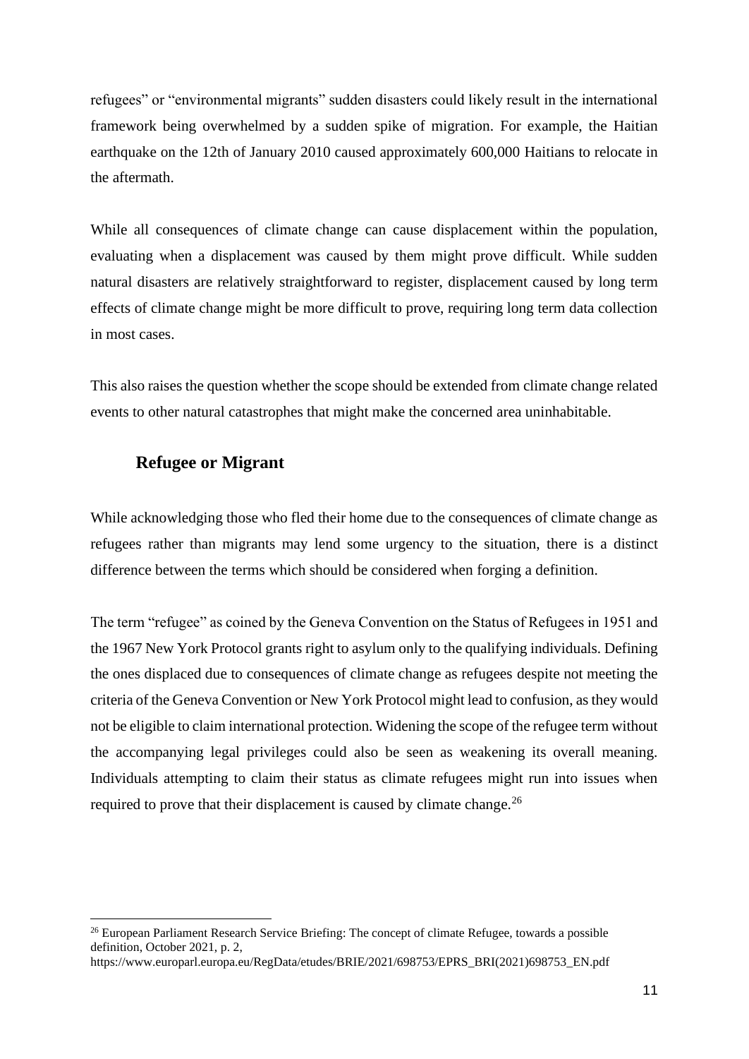refugees" or "environmental migrants" sudden disasters could likely result in the international framework being overwhelmed by a sudden spike of migration. For example, the Haitian earthquake on the 12th of January 2010 caused approximately 600,000 Haitians to relocate in the aftermath.

While all consequences of climate change can cause displacement within the population, evaluating when a displacement was caused by them might prove difficult. While sudden natural disasters are relatively straightforward to register, displacement caused by long term effects of climate change might be more difficult to prove, requiring long term data collection in most cases.

This also raises the question whether the scope should be extended from climate change related events to other natural catastrophes that might make the concerned area uninhabitable.

## Refugee or Migrant

While acknowledging those who fled their home due to the consequences of climate change as refugees rather than migrants may lend some urgency to the situation, there is a distinct difference between the terms which should be considered when forging a definition.

The term "refugee" as coined by the Geneva Convention on the Status of Refugees in 1951 and the 1967 New York Protocol grants right to asylum only to the qualifying individuals. Defining the ones displaced due to consequences of climate change as refugees despite not meeting the criteria of the Geneva Convention or New York Protocol might lead to confusion, as they would not be eligible to claim international protection. Widening the scope of the refugee term without the accompanying legal privileges could also be seen as weakening its overall meaning. Individuals attempting to claim their status as climate refugees might run into issues when required to prove that their displacement is caused by climate change.[26]

---

[26] European Parliament Research Service Briefing: The concept of climate Refugee, towards a possible definition, October 2021, p. 2, https://www.europarl.europa.eu/RegData/etudes/BRIE/2021/698753/EPRS_BRI(2021)698753_EN.pdf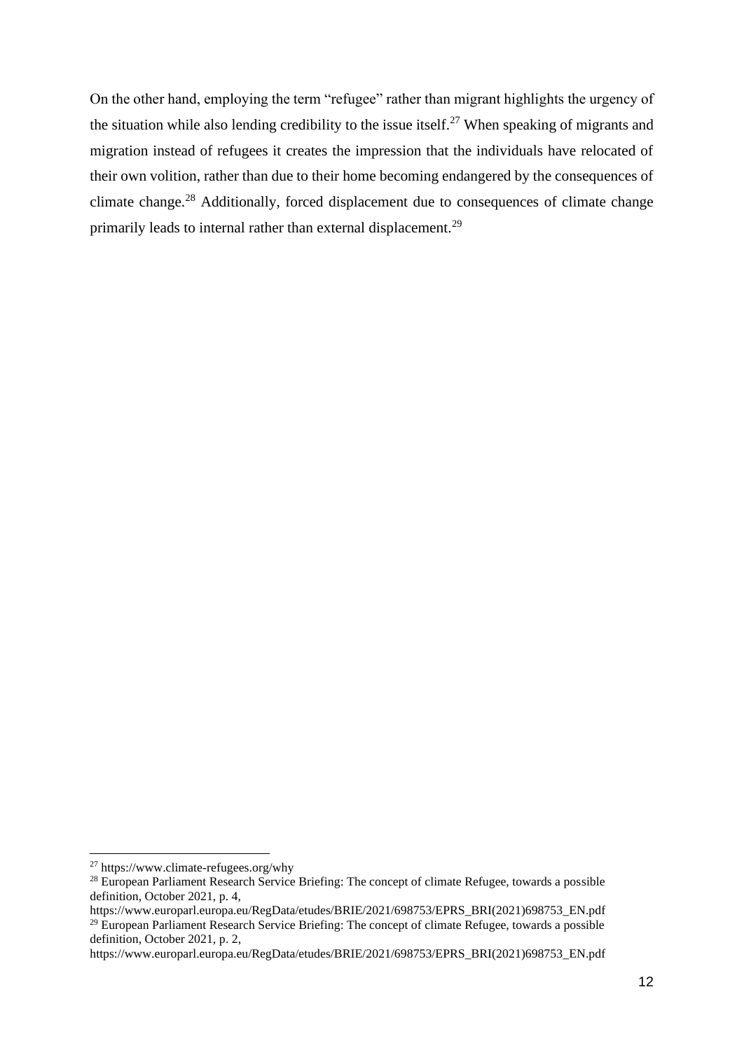On the other hand, employing the term "refugee" rather than migrant highlights the urgency of the situation while also lending credibility to the issue itself.[27] When speaking of migrants and migration instead of refugees it creates the impression that the individuals have relocated of their own volition, rather than due to their home becoming endangered by the consequences of climate change.[28] Additionally, forced displacement due to consequences of climate change primarily leads to internal rather than external displacement.[29]

---

[27] https://www.climate-refugees.org/why

[28] European Parliament Research Service Briefing: The concept of climate Refugee, towards a possible definition, October 2021, p. 4, https://www.europarl.europa.eu/RegData/etudes/BRIE/2021/698753/EPRS_BRI(2021)698753_EN.pdf

[29] European Parliament Research Service Briefing: The concept of climate Refugee, towards a possible definition, October 2021, p. 2, https://www.europarl.europa.eu/RegData/etudes/BRIE/2021/698753/EPRS_BRI(2021)698753_EN.pdf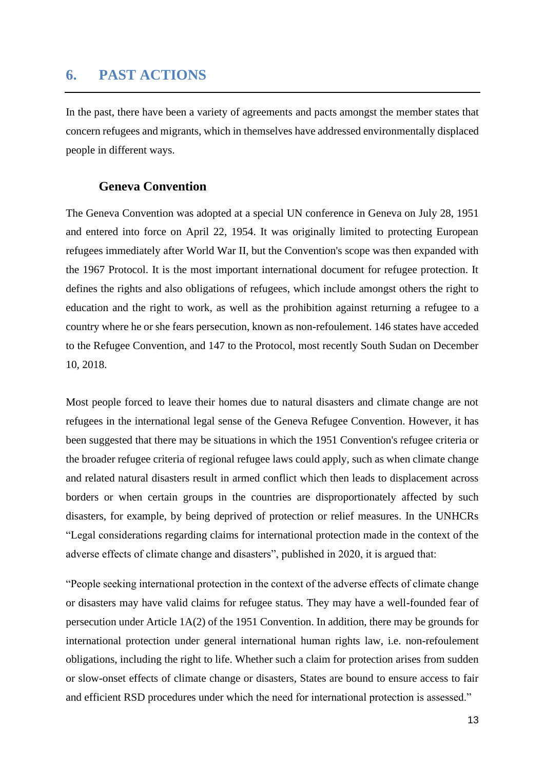## 6. PAST ACTIONS

In the past, there have been a variety of agreements and pacts amongst the member states that concern refugees and migrants, which in themselves have addressed environmentally displaced people in different ways.

### Geneva Convention

The Geneva Convention was adopted at a special UN conference in Geneva on July 28, 1951 and entered into force on April 22, 1954. It was originally limited to protecting European refugees immediately after World War II, but the Convention's scope was then expanded with the 1967 Protocol. It is the most important international document for refugee protection. It defines the rights and also obligations of refugees, which include amongst others the right to education and the right to work, as well as the prohibition against returning a refugee to a country where he or she fears persecution, known as non-refoulement. 146 states have acceded to the Refugee Convention, and 147 to the Protocol, most recently South Sudan on December 10, 2018.

Most people forced to leave their homes due to natural disasters and climate change are not refugees in the international legal sense of the Geneva Refugee Convention. However, it has been suggested that there may be situations in which the 1951 Convention's refugee criteria or the broader refugee criteria of regional refugee laws could apply, such as when climate change and related natural disasters result in armed conflict which then leads to displacement across borders or when certain groups in the countries are disproportionately affected by such disasters, for example, by being deprived of protection or relief measures. In the UNHCRs "Legal considerations regarding claims for international protection made in the context of the adverse effects of climate change and disasters", published in 2020, it is argued that:

"People seeking international protection in the context of the adverse effects of climate change or disasters may have valid claims for refugee status. They may have a well-founded fear of persecution under Article 1A(2) of the 1951 Convention. In addition, there may be grounds for international protection under general international human rights law, i.e. non-refoulement obligations, including the right to life. Whether such a claim for protection arises from sudden or slow-onset effects of climate change or disasters, States are bound to ensure access to fair and efficient RSD procedures under which the need for international protection is assessed."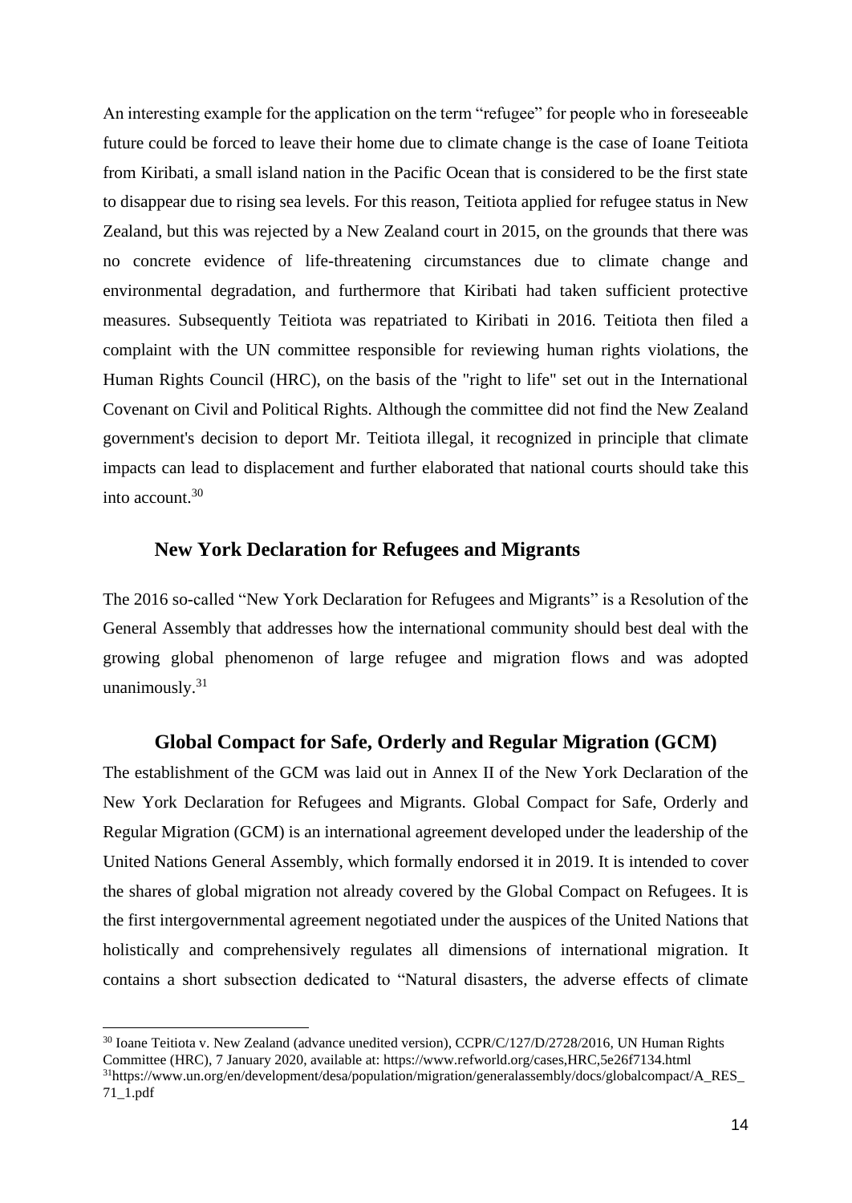An interesting example for the application on the term "refugee" for people who in foreseeable future could be forced to leave their home due to climate change is the case of Ioane Teitiota from Kiribati, a small island nation in the Pacific Ocean that is considered to be the first state to disappear due to rising sea levels. For this reason, Teitiota applied for refugee status in New Zealand, but this was rejected by a New Zealand court in 2015, on the grounds that there was no concrete evidence of life-threatening circumstances due to climate change and environmental degradation, and furthermore that Kiribati had taken sufficient protective measures. Subsequently Teitiota was repatriated to Kiribati in 2016. Teitiota then filed a complaint with the UN committee responsible for reviewing human rights violations, the Human Rights Council (HRC), on the basis of the "right to life" set out in the International Covenant on Civil and Political Rights. Although the committee did not find the New Zealand government's decision to deport Mr. Teitiota illegal, it recognized in principle that climate impacts can lead to displacement and further elaborated that national courts should take this into account.[30]

## New York Declaration for Refugees and Migrants

The 2016 so-called "New York Declaration for Refugees and Migrants" is a Resolution of the General Assembly that addresses how the international community should best deal with the growing global phenomenon of large refugee and migration flows and was adopted unanimously.[31]

## Global Compact for Safe, Orderly and Regular Migration (GCM)

The establishment of the GCM was laid out in Annex II of the New York Declaration of the New York Declaration for Refugees and Migrants. Global Compact for Safe, Orderly and Regular Migration (GCM) is an international agreement developed under the leadership of the United Nations General Assembly, which formally endorsed it in 2019. It is intended to cover the shares of global migration not already covered by the Global Compact on Refugees. It is the first intergovernmental agreement negotiated under the auspices of the United Nations that holistically and comprehensively regulates all dimensions of international migration. It contains a short subsection dedicated to "Natural disasters, the adverse effects of climate

---

[30] Ioane Teitiota v. New Zealand (advance unedited version), CCPR/C/127/D/2728/2016, UN Human Rights Committee (HRC), 7 January 2020, available at: https://www.refworld.org/cases,HRC,5e26f7134.html

[31] https://www.un.org/en/development/desa/population/migration/generalassembly/docs/globalcompact/A_RES_71_1.pdf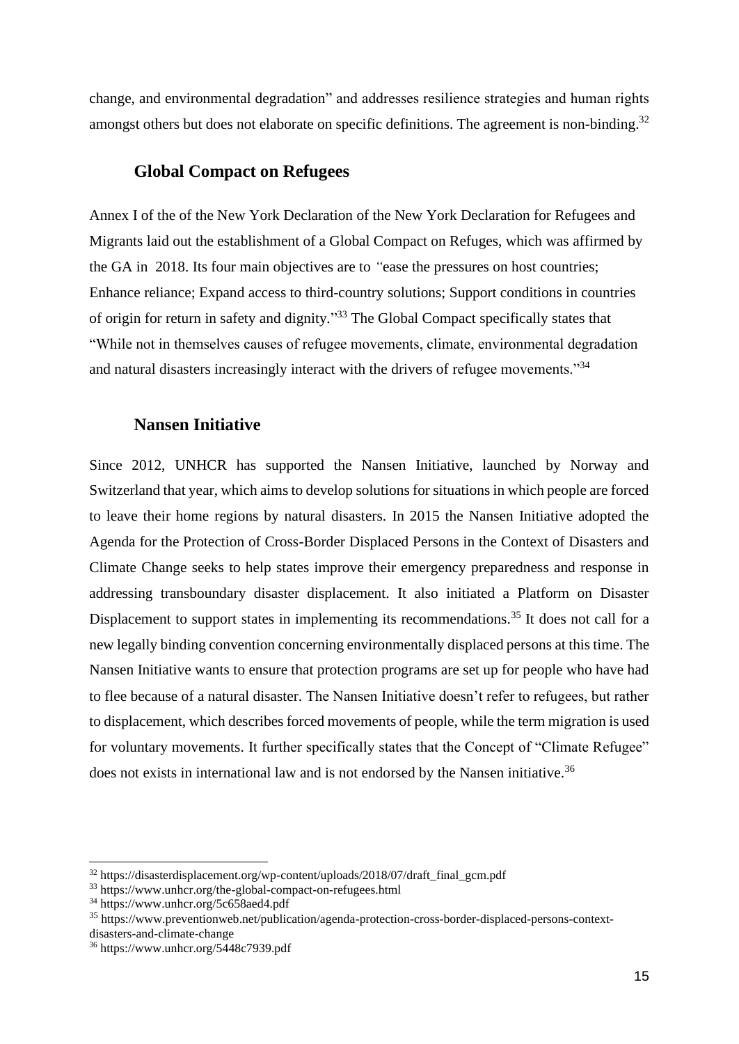change, and environmental degradation" and addresses resilience strategies and human rights amongst others but does not elaborate on specific definitions. The agreement is non-binding.[32]

## Global Compact on Refugees

Annex I of the of the New York Declaration of the New York Declaration for Refugees and Migrants laid out the establishment of a Global Compact on Refuges, which was affirmed by the GA in 2018. Its four main objectives are to *"*ease the pressures on host countries; Enhance reliance; Expand access to third-country solutions; Support conditions in countries of origin for return in safety and dignity."[33] The Global Compact specifically states that "While not in themselves causes of refugee movements, climate, environmental degradation and natural disasters increasingly interact with the drivers of refugee movements."[34]

## Nansen Initiative

Since 2012, UNHCR has supported the Nansen Initiative, launched by Norway and Switzerland that year, which aims to develop solutions for situations in which people are forced to leave their home regions by natural disasters. In 2015 the Nansen Initiative adopted the Agenda for the Protection of Cross-Border Displaced Persons in the Context of Disasters and Climate Change seeks to help states improve their emergency preparedness and response in addressing transboundary disaster displacement. It also initiated a Platform on Disaster Displacement to support states in implementing its recommendations.[35] It does not call for a new legally binding convention concerning environmentally displaced persons at this time. The Nansen Initiative wants to ensure that protection programs are set up for people who have had to flee because of a natural disaster. The Nansen Initiative doesn't refer to refugees, but rather to displacement, which describes forced movements of people, while the term migration is used for voluntary movements. It further specifically states that the Concept of "Climate Refugee" does not exists in international law and is not endorsed by the Nansen initiative.[36]

---

[32] https://disasterdisplacement.org/wp-content/uploads/2018/07/draft_final_gcm.pdf

[33] https://www.unhcr.org/the-global-compact-on-refugees.html

[34] https://www.unhcr.org/5c658aed4.pdf

[35] https://www.preventionweb.net/publication/agenda-protection-cross-border-displaced-persons-context-disasters-and-climate-change

[36] https://www.unhcr.org/5448c7939.pdf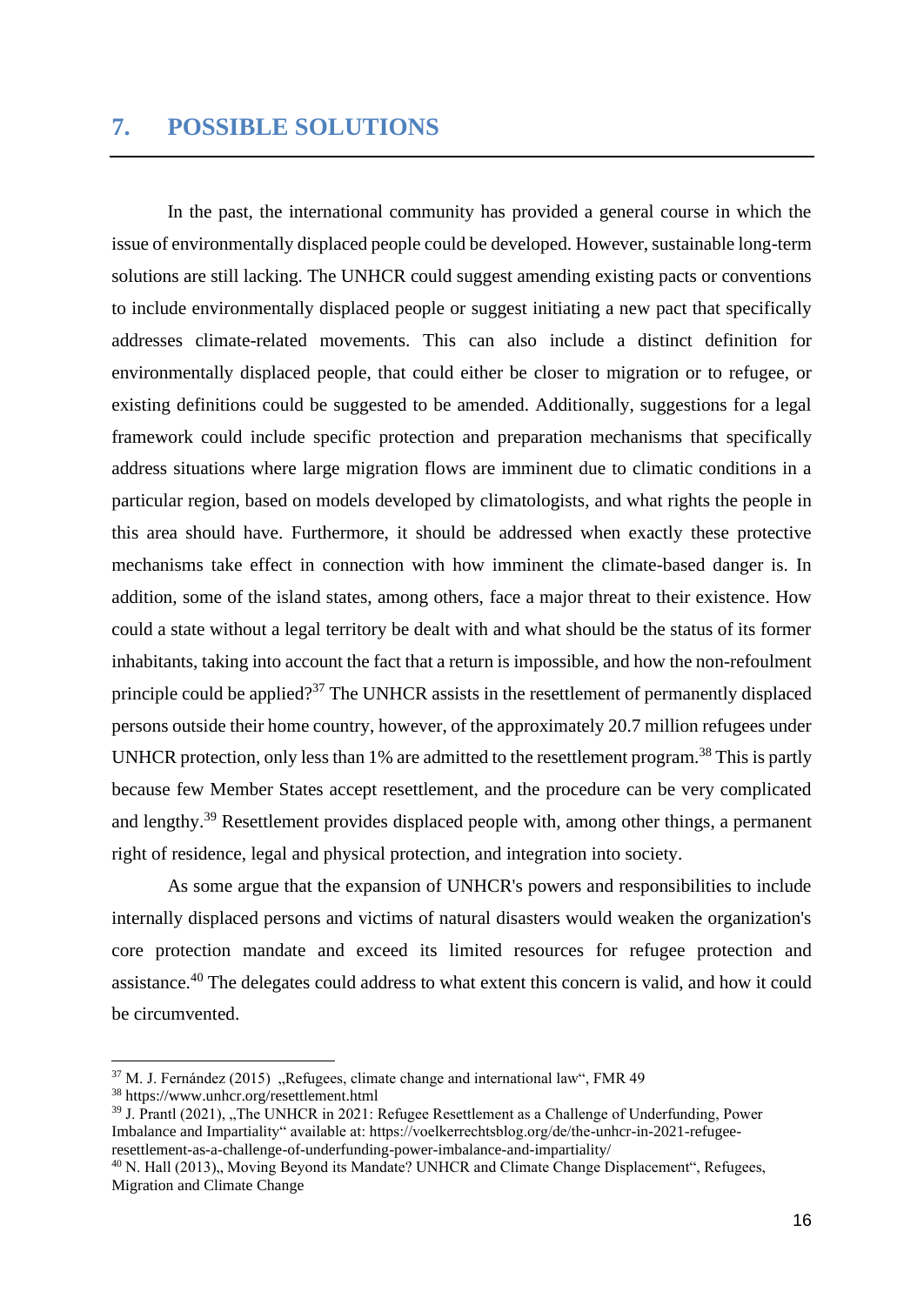## 7. POSSIBLE SOLUTIONS

In the past, the international community has provided a general course in which the issue of environmentally displaced people could be developed. However, sustainable long-term solutions are still lacking. The UNHCR could suggest amending existing pacts or conventions to include environmentally displaced people or suggest initiating a new pact that specifically addresses climate-related movements. This can also include a distinct definition for environmentally displaced people, that could either be closer to migration or to refugee, or existing definitions could be suggested to be amended. Additionally, suggestions for a legal framework could include specific protection and preparation mechanisms that specifically address situations where large migration flows are imminent due to climatic conditions in a particular region, based on models developed by climatologists, and what rights the people in this area should have. Furthermore, it should be addressed when exactly these protective mechanisms take effect in connection with how imminent the climate-based danger is. In addition, some of the island states, among others, face a major threat to their existence. How could a state without a legal territory be dealt with and what should be the status of its former inhabitants, taking into account the fact that a return is impossible, and how the non-refoulment principle could be applied?[37] The UNHCR assists in the resettlement of permanently displaced persons outside their home country, however, of the approximately 20.7 million refugees under UNHCR protection, only less than 1% are admitted to the resettlement program.[38] This is partly because few Member States accept resettlement, and the procedure can be very complicated and lengthy.[39] Resettlement provides displaced people with, among other things, a permanent right of residence, legal and physical protection, and integration into society.

As some argue that the expansion of UNHCR's powers and responsibilities to include internally displaced persons and victims of natural disasters would weaken the organization's core protection mandate and exceed its limited resources for refugee protection and assistance.[40] The delegates could address to what extent this concern is valid, and how it could be circumvented.

---

[37] M. J. Fernández (2015) „Refugees, climate change and international law“, FMR 49

[38] https://www.unhcr.org/resettlement.html

[39] J. Prantl (2021), „The UNHCR in 2021: Refugee Resettlement as a Challenge of Underfunding, Power Imbalance and Impartiality“ available at: https://voelkerrechtsblog.org/de/the-unhcr-in-2021-refugee-resettlement-as-a-challenge-of-underfunding-power-imbalance-and-impartiality/

[40] N. Hall (2013)„ Moving Beyond its Mandate? UNHCR and Climate Change Displacement“, Refugees, Migration and Climate Change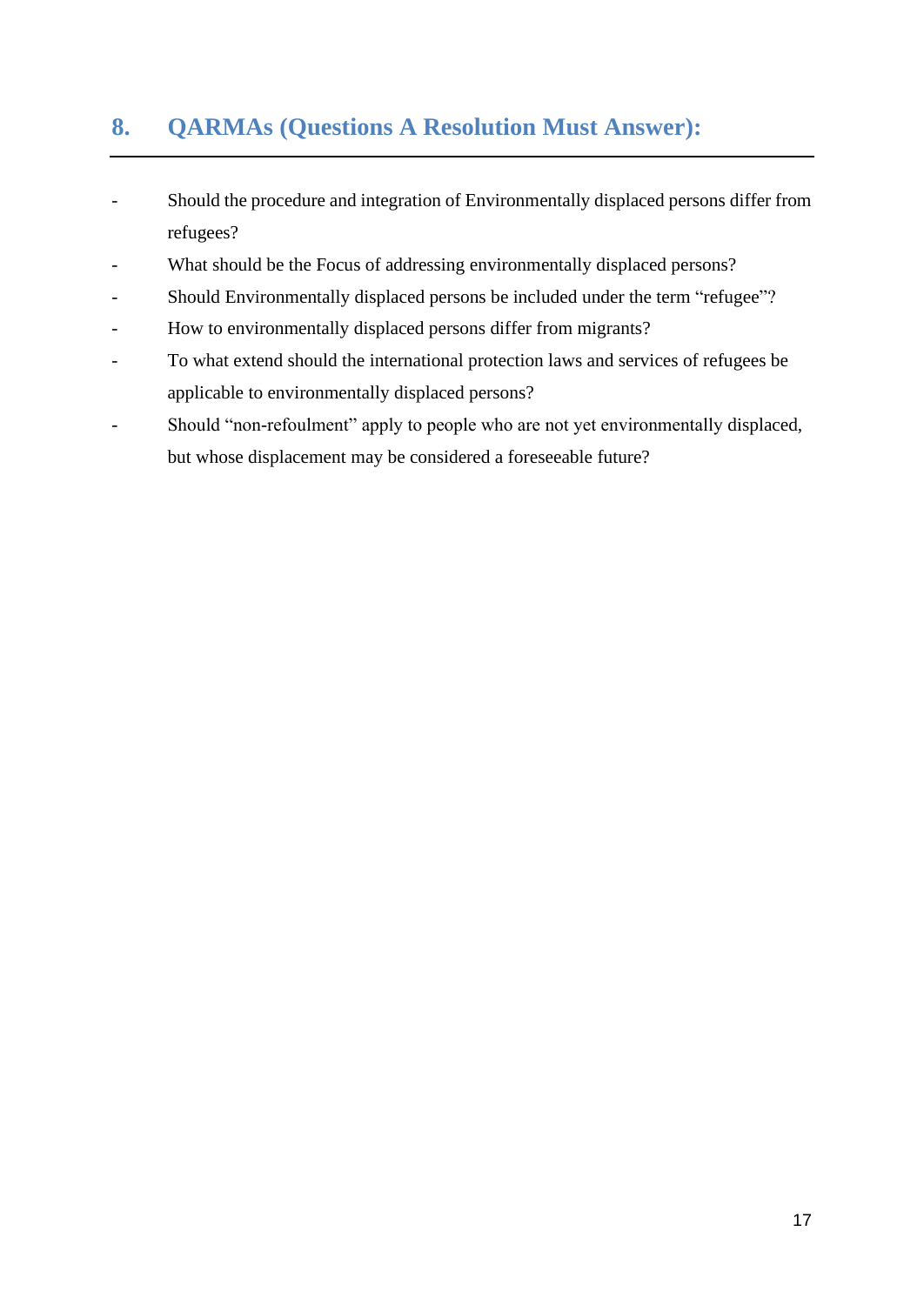## 8. QARMAs (Questions A Resolution Must Answer):

- Should the procedure and integration of Environmentally displaced persons differ from refugees?
- What should be the Focus of addressing environmentally displaced persons?
- Should Environmentally displaced persons be included under the term "refugee"?
- How to environmentally displaced persons differ from migrants?
- To what extend should the international protection laws and services of refugees be applicable to environmentally displaced persons?
- Should "non-refoulment" apply to people who are not yet environmentally displaced, but whose displacement may be considered a foreseeable future?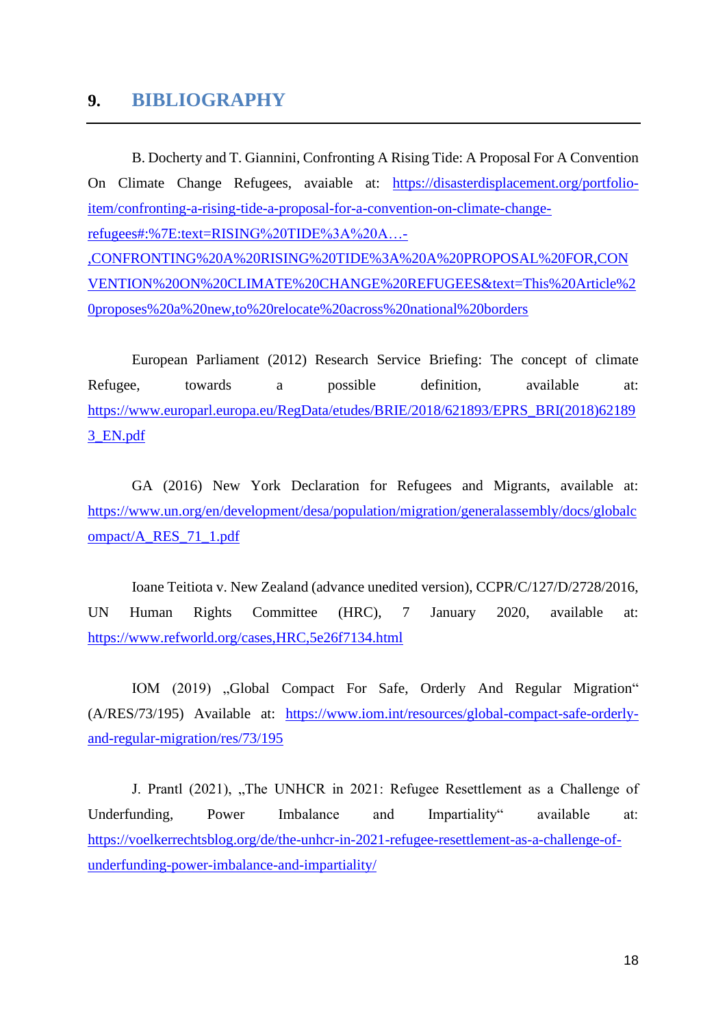## 9. BIBLIOGRAPHY

B. Docherty and T. Giannini, Confronting A Rising Tide: A Proposal For A Convention On Climate Change Refugees, avaiable at: https://disasterdisplacement.org/portfolio-item/confronting-a-rising-tide-a-proposal-for-a-convention-on-climate-change-refugees#:%7E:text=RISING%20TIDE%3A%20A…-,CONFRONTING%20A%20RISING%20TIDE%3A%20A%20PROPOSAL%20FOR,CONVENTION%20ON%20CLIMATE%20CHANGE%20REFUGEES&text=This%20Article%20proposes%20a%20new,to%20relocate%20across%20national%20borders

European Parliament (2012) Research Service Briefing: The concept of climate Refugee, towards a possible definition, available at: https://www.europarl.europa.eu/RegData/etudes/BRIE/2018/621893/EPRS_BRI(2018)621893_EN.pdf

GA (2016) New York Declaration for Refugees and Migrants, available at: https://www.un.org/en/development/desa/population/migration/generalassembly/docs/globalcompact/A_RES_71_1.pdf

Ioane Teitiota v. New Zealand (advance unedited version), CCPR/C/127/D/2728/2016, UN Human Rights Committee (HRC), 7 January 2020, available at: https://www.refworld.org/cases,HRC,5e26f7134.html

IOM (2019) „Global Compact For Safe, Orderly And Regular Migration" (A/RES/73/195) Available at: https://www.iom.int/resources/global-compact-safe-orderly-and-regular-migration/res/73/195

J. Prantl (2021), „The UNHCR in 2021: Refugee Resettlement as a Challenge of Underfunding, Power Imbalance and Impartiality" available at: https://voelkerrechtsblog.org/de/the-unhcr-in-2021-refugee-resettlement-as-a-challenge-of-underfunding-power-imbalance-and-impartiality/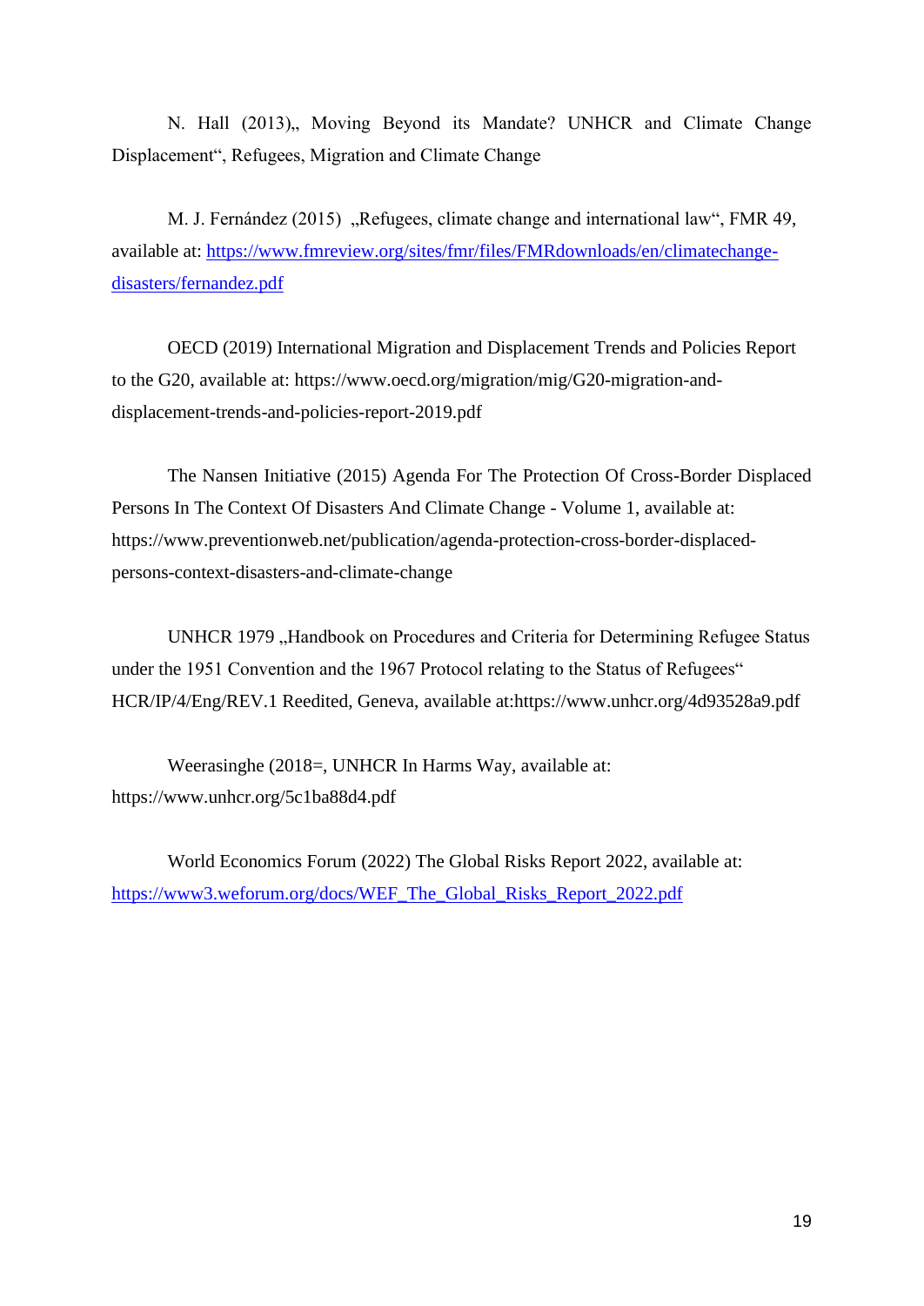N. Hall (2013)„ Moving Beyond its Mandate? UNHCR and Climate Change Displacement“, Refugees, Migration and Climate Change

M. J. Fernández (2015) „Refugees, climate change and international law“, FMR 49, available at: https://www.fmreview.org/sites/fmr/files/FMRdownloads/en/climatechange-disasters/fernandez.pdf

OECD (2019) International Migration and Displacement Trends and Policies Report to the G20, available at: https://www.oecd.org/migration/mig/G20-migration-and-displacement-trends-and-policies-report-2019.pdf

The Nansen Initiative (2015) Agenda For The Protection Of Cross-Border Displaced Persons In The Context Of Disasters And Climate Change - Volume 1, available at: https://www.preventionweb.net/publication/agenda-protection-cross-border-displaced-persons-context-disasters-and-climate-change

UNHCR 1979 „Handbook on Procedures and Criteria for Determining Refugee Status under the 1951 Convention and the 1967 Protocol relating to the Status of Refugees“ HCR/IP/4/Eng/REV.1 Reedited, Geneva, available at:https://www.unhcr.org/4d93528a9.pdf

Weerasinghe (2018=, UNHCR In Harms Way, available at: https://www.unhcr.org/5c1ba88d4.pdf

World Economics Forum (2022) The Global Risks Report 2022, available at: https://www3.weforum.org/docs/WEF_The_Global_Risks_Report_2022.pdf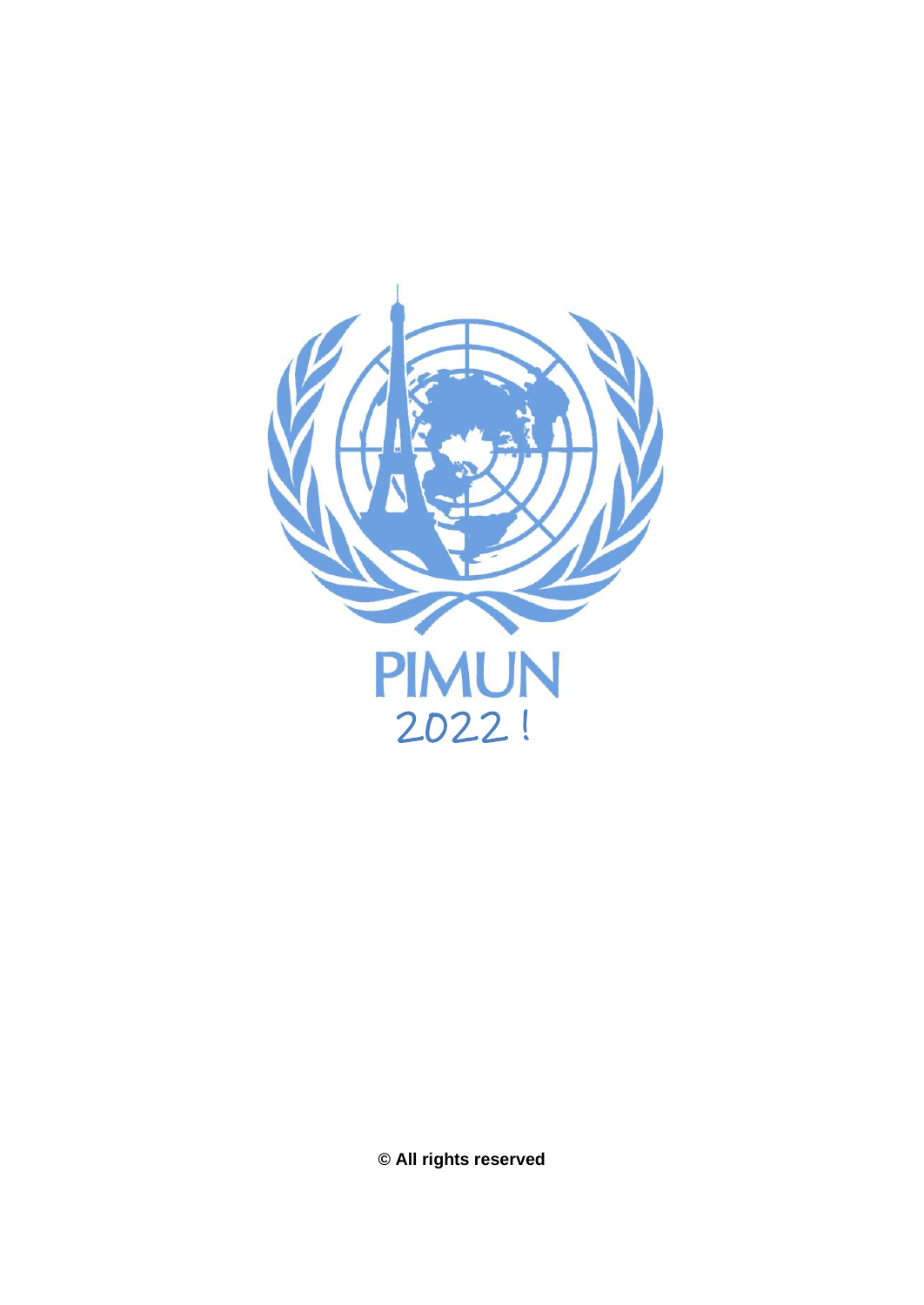PIMUN
2022 !

© All rights reserved